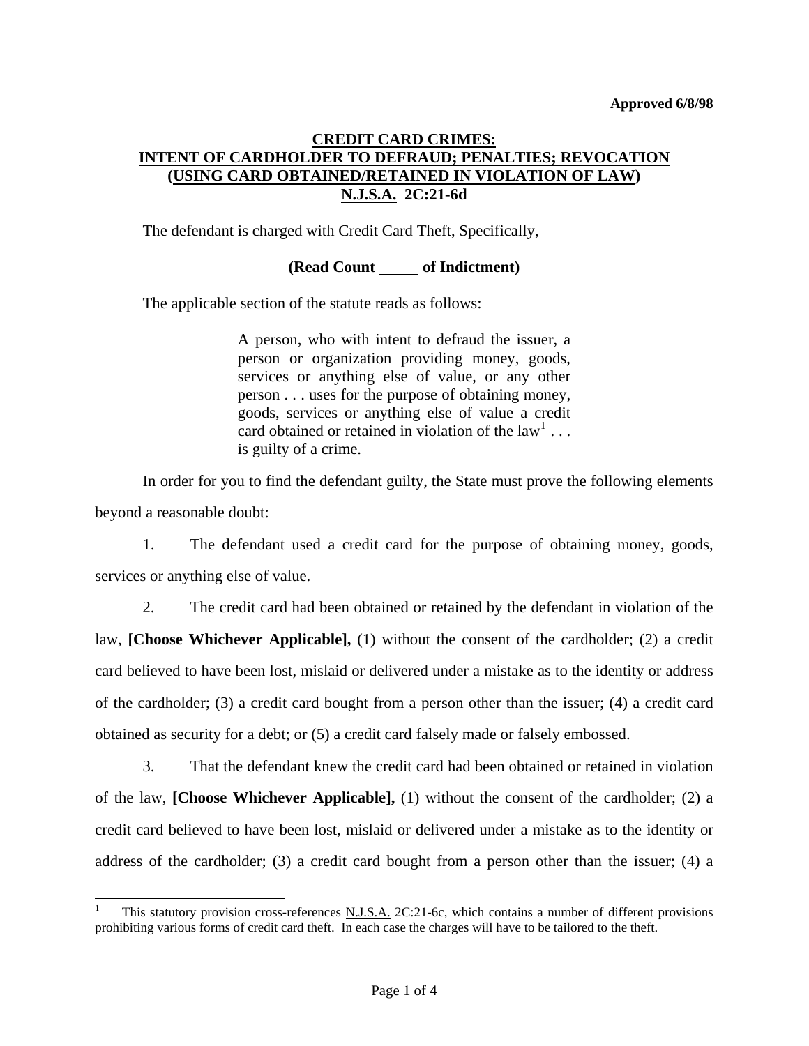**Approved 6/8/98**

**CREDIT CARD CRIMES:**
**INTENT OF CARDHOLDER TO DEFRAUD; PENALTIES; REVOCATION**
**(USING CARD OBTAINED/RETAINED IN VIOLATION OF LAW)**
**N.J.S.A. 2C:21-6d**

The defendant is charged with Credit Card Theft, Specifically,

**(Read Count \_\_\_\_\_ of Indictment)**

The applicable section of the statute reads as follows:

> A person, who with intent to defraud the issuer, a person or organization providing money, goods, services or anything else of value, or any other person . . . uses for the purpose of obtaining money, goods, services or anything else of value a credit card obtained or retained in violation of the law[1] . . . is guilty of a crime.

In order for you to find the defendant guilty, the State must prove the following elements beyond a reasonable doubt:

1. The defendant used a credit card for the purpose of obtaining money, goods, services or anything else of value.

2. The credit card had been obtained or retained by the defendant in violation of the law, **[Choose Whichever Applicable],** (1) without the consent of the cardholder; (2) a credit card believed to have been lost, mislaid or delivered under a mistake as to the identity or address of the cardholder; (3) a credit card bought from a person other than the issuer; (4) a credit card obtained as security for a debt; or (5) a credit card falsely made or falsely embossed.

3. That the defendant knew the credit card had been obtained or retained in violation of the law, **[Choose Whichever Applicable],** (1) without the consent of the cardholder; (2) a credit card believed to have been lost, mislaid or delivered under a mistake as to the identity or address of the cardholder; (3) a credit card bought from a person other than the issuer; (4) a

---

[1] This statutory provision cross-references N.J.S.A. 2C:21-6c, which contains a number of different provisions prohibiting various forms of credit card theft. In each case the charges will have to be tailored to the theft.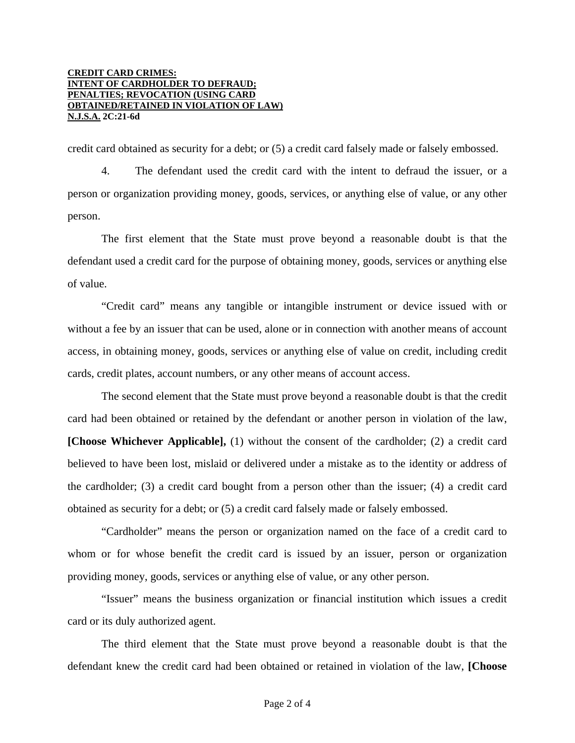credit card obtained as security for a debt; or (5) a credit card falsely made or falsely embossed.

4. The defendant used the credit card with the intent to defraud the issuer, or a person or organization providing money, goods, services, or anything else of value, or any other person.

The first element that the State must prove beyond a reasonable doubt is that the defendant used a credit card for the purpose of obtaining money, goods, services or anything else of value.

"Credit card" means any tangible or intangible instrument or device issued with or without a fee by an issuer that can be used, alone or in connection with another means of account access, in obtaining money, goods, services or anything else of value on credit, including credit cards, credit plates, account numbers, or any other means of account access.

The second element that the State must prove beyond a reasonable doubt is that the credit card had been obtained or retained by the defendant or another person in violation of the law, **[Choose Whichever Applicable],** (1) without the consent of the cardholder; (2) a credit card believed to have been lost, mislaid or delivered under a mistake as to the identity or address of the cardholder; (3) a credit card bought from a person other than the issuer; (4) a credit card obtained as security for a debt; or (5) a credit card falsely made or falsely embossed.

"Cardholder" means the person or organization named on the face of a credit card to whom or for whose benefit the credit card is issued by an issuer, person or organization providing money, goods, services or anything else of value, or any other person.

"Issuer" means the business organization or financial institution which issues a credit card or its duly authorized agent.

The third element that the State must prove beyond a reasonable doubt is that the defendant knew the credit card had been obtained or retained in violation of the law, **[Choose**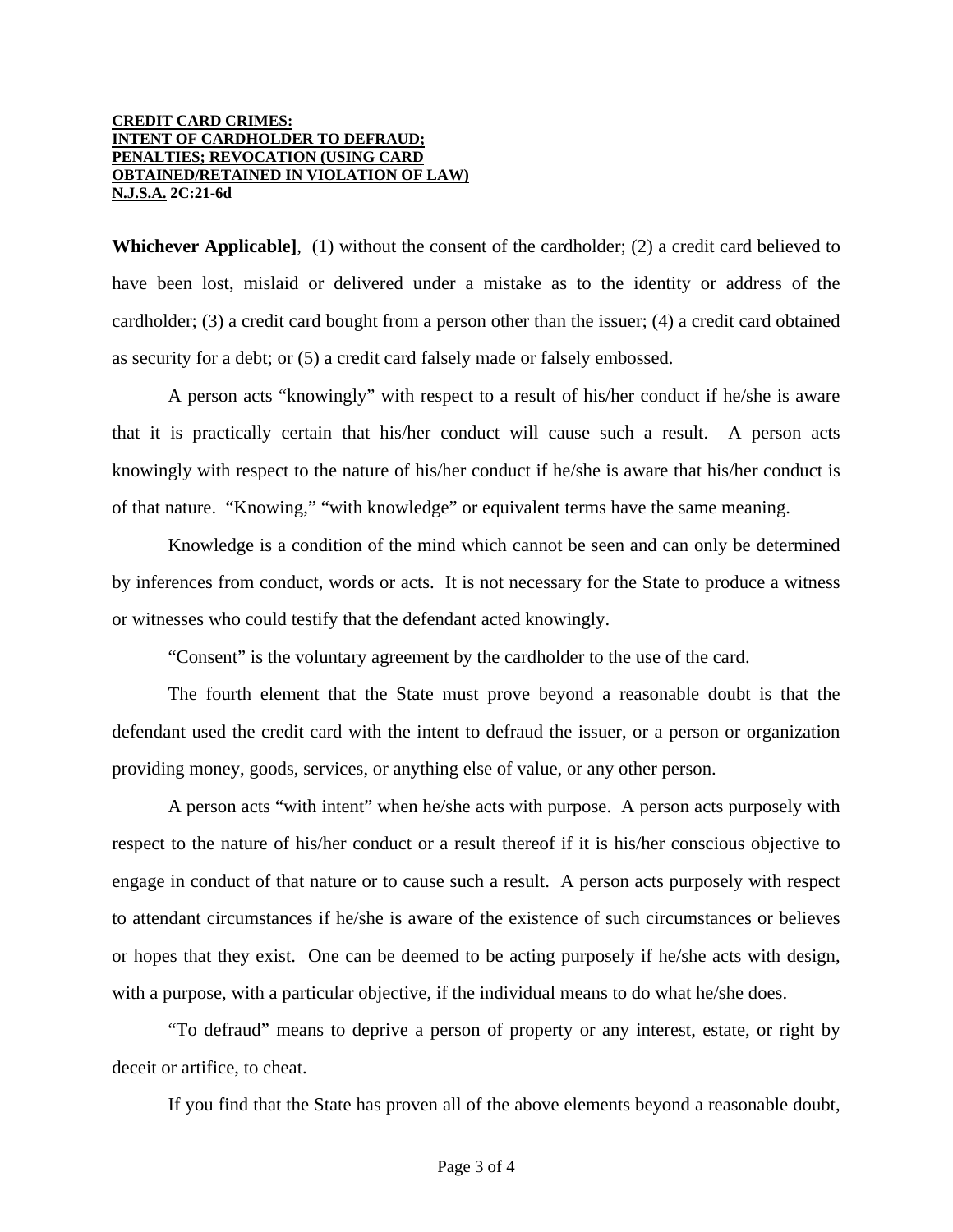**Whichever Applicable]**, (1) without the consent of the cardholder; (2) a credit card believed to have been lost, mislaid or delivered under a mistake as to the identity or address of the cardholder; (3) a credit card bought from a person other than the issuer; (4) a credit card obtained as security for a debt; or (5) a credit card falsely made or falsely embossed.

A person acts "knowingly" with respect to a result of his/her conduct if he/she is aware that it is practically certain that his/her conduct will cause such a result. A person acts knowingly with respect to the nature of his/her conduct if he/she is aware that his/her conduct is of that nature. "Knowing," "with knowledge" or equivalent terms have the same meaning.

Knowledge is a condition of the mind which cannot be seen and can only be determined by inferences from conduct, words or acts. It is not necessary for the State to produce a witness or witnesses who could testify that the defendant acted knowingly.

"Consent" is the voluntary agreement by the cardholder to the use of the card.

The fourth element that the State must prove beyond a reasonable doubt is that the defendant used the credit card with the intent to defraud the issuer, or a person or organization providing money, goods, services, or anything else of value, or any other person.

A person acts "with intent" when he/she acts with purpose. A person acts purposely with respect to the nature of his/her conduct or a result thereof if it is his/her conscious objective to engage in conduct of that nature or to cause such a result. A person acts purposely with respect to attendant circumstances if he/she is aware of the existence of such circumstances or believes or hopes that they exist. One can be deemed to be acting purposely if he/she acts with design, with a purpose, with a particular objective, if the individual means to do what he/she does.

"To defraud" means to deprive a person of property or any interest, estate, or right by deceit or artifice, to cheat.

If you find that the State has proven all of the above elements beyond a reasonable doubt,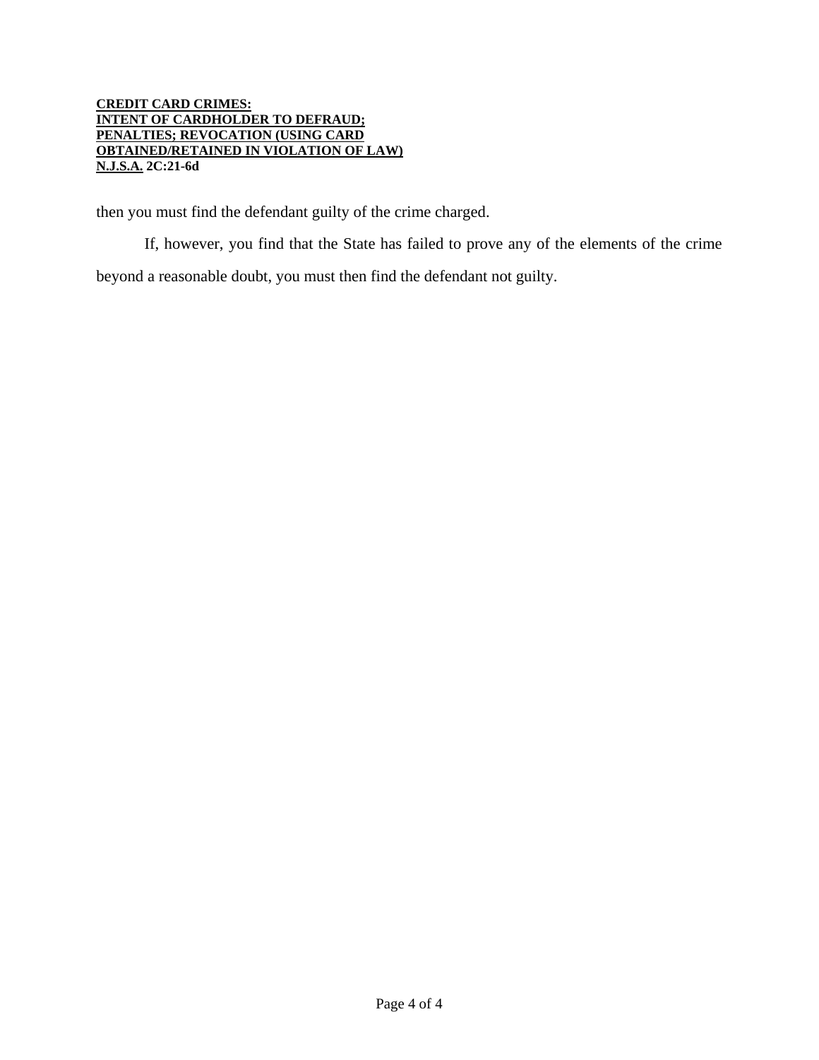then you must find the defendant guilty of the crime charged.

If, however, you find that the State has failed to prove any of the elements of the crime beyond a reasonable doubt, you must then find the defendant not guilty.